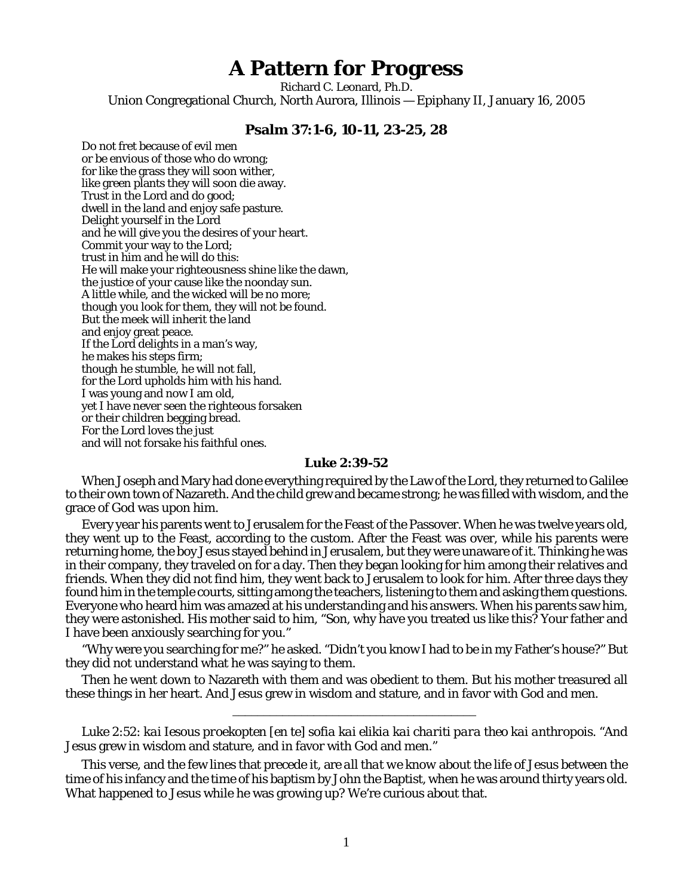# A Pattern for Progress

Richard C. Leonard, Ph.D.

Union Congregational Church, North Aurora, Illinois — Epiphany II, January 16, 2005

## Psalm 37:1-6, 10-11, 23-25, 28

Do not fret because of evil men
or be envious of those who do wrong;
for like the grass they will soon wither,
like green plants they will soon die away.
Trust in the Lord and do good;
dwell in the land and enjoy safe pasture.
Delight yourself in the Lord
and he will give you the desires of your heart.
Commit your way to the Lord;
trust in him and he will do this:
He will make your righteousness shine like the dawn,
the justice of your cause like the noonday sun.
A little while, and the wicked will be no more;
though you look for them, they will not be found.
But the meek will inherit the land
and enjoy great peace.
If the Lord delights in a man's way,
he makes his steps firm;
though he stumble, he will not fall,
for the Lord upholds him with his hand.
I was young and now I am old,
yet I have never seen the righteous forsaken
or their children begging bread.
For the Lord loves the just
and will not forsake his faithful ones.

### Luke 2:39-52

When Joseph and Mary had done everything required by the Law of the Lord, they returned to Galilee to their own town of Nazareth. And the child grew and became strong; he was filled with wisdom, and the grace of God was upon him.

Every year his parents went to Jerusalem for the Feast of the Passover. When he was twelve years old, they went up to the Feast, according to the custom. After the Feast was over, while his parents were returning home, the boy Jesus stayed behind in Jerusalem, but they were unaware of it. Thinking he was in their company, they traveled on for a day. Then they began looking for him among their relatives and friends. When they did not find him, they went back to Jerusalem to look for him. After three days they found him in the temple courts, sitting among the teachers, listening to them and asking them questions. Everyone who heard him was amazed at his understanding and his answers. When his parents saw him, they were astonished. His mother said to him, "Son, why have you treated us like this? Your father and I have been anxiously searching for you."

"Why were you searching for me?" he asked. "Didn't you know I had to be in my Father's house?" But they did not understand what he was saying to them.

Then he went down to Nazareth with them and was obedient to them. But his mother treasured all these things in her heart. And Jesus grew in wisdom and stature, and in favor with God and men.

---

Luke 2:52: *kai Iesous proekopten [en te] sofia kai elikia kai chariti para theo kai anthropois.* "And Jesus grew in wisdom and stature, and in favor with God and men."

This verse, and the few lines that precede it, are *all that we know* about the life of Jesus between the time of his infancy and the time of his baptism by John the Baptist, when he was around thirty years old. What happened to Jesus while he was growing up? We're curious about that.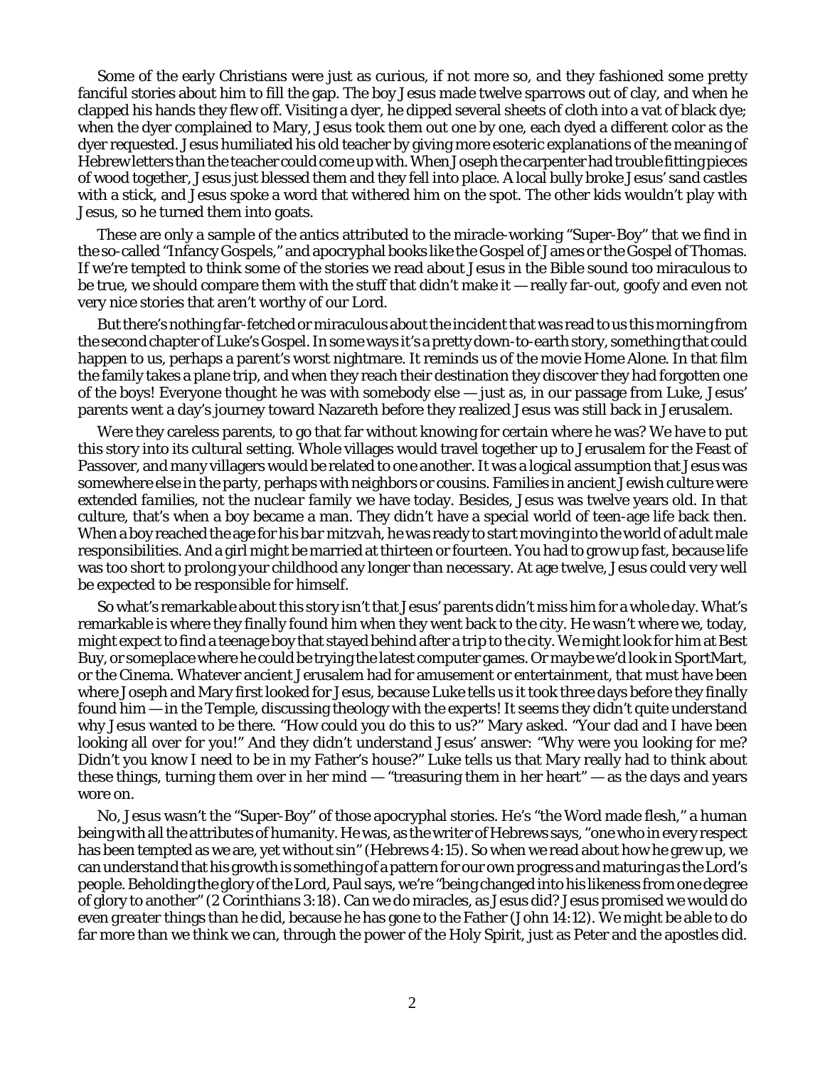Some of the early Christians were just as curious, if not more so, and they fashioned some pretty fanciful stories about him to fill the gap. The boy Jesus made twelve sparrows out of clay, and when he clapped his hands they flew off. Visiting a dyer, he dipped several sheets of cloth into a vat of black dye; when the dyer complained to Mary, Jesus took them out one by one, each dyed a different color as the dyer requested. Jesus humiliated his old teacher by giving more esoteric explanations of the meaning of Hebrew letters than the teacher could come up with. When Joseph the carpenter had trouble fitting pieces of wood together, Jesus just blessed them and they fell into place. A local bully broke Jesus' sand castles with a stick, and Jesus spoke a word that withered him on the spot. The other kids wouldn't play with Jesus, so he turned them into goats.

These are only a sample of the antics attributed to the miracle-working "Super-Boy" that we find in the so-called "Infancy Gospels," and apocryphal books like the Gospel of James or the Gospel of Thomas. If we're tempted to think some of the stories we read about Jesus in the Bible sound too miraculous to be true, we should compare them with the stuff that didn't make it — really far-out, goofy and even not very nice stories that aren't worthy of our Lord.

But there's nothing far-fetched or miraculous about the incident that was read to us this morning from the second chapter of Luke's Gospel. In some ways it's a pretty down-to-earth story, something that could happen to us, perhaps a parent's worst nightmare. It reminds us of the movie Home Alone. In that film the family takes a plane trip, and when they reach their destination they discover they had forgotten one of the boys! Everyone thought he was with somebody else — just as, in our passage from Luke, Jesus' parents went a day's journey toward Nazareth before they realized Jesus was still back in Jerusalem.

Were they careless parents, to go that far without knowing for certain where he was? We have to put this story into its cultural setting. Whole villages would travel together up to Jerusalem for the Feast of Passover, and many villagers would be related to one another. It was a logical assumption that Jesus was somewhere else in the party, perhaps with neighbors or cousins. Families in ancient Jewish culture were *extended families*, not the *nuclear family* we have today. Besides, Jesus was twelve years old. In that culture, that's when a boy became a man. They didn't have a special world of teen-age life back then. When a boy reached the age for his *bar mitzvah*, he was ready to start moving into the world of adult male responsibilities. And a girl might be married at thirteen or fourteen. You had to grow up fast, because life was too short to prolong your childhood any longer than necessary. At age twelve, Jesus could very well be expected to be responsible for himself.

So what's remarkable about this story isn't that Jesus' parents didn't miss him for a whole day. What's remarkable is where they finally found him when they went back to the city. He wasn't where we, today, might expect to find a teenage boy that stayed behind after a trip to the city. We might look for him at Best Buy, or someplace where he could be trying the latest computer games. Or maybe we'd look in SportMart, or the Cinema. Whatever ancient Jerusalem had for amusement or entertainment, that must have been where Joseph and Mary first looked for Jesus, because Luke tells us it took three days before they finally found him — in the Temple, discussing theology with the experts! It seems they didn't quite understand why Jesus wanted to be there. "How could you do this to us?" Mary asked. "Your dad and I have been looking all over for you!" And they didn't understand Jesus' answer: "Why were you looking for me? Didn't you know I need to be in my Father's house?" Luke tells us that Mary really had to think about these things, turning them over in her mind — "treasuring them in her heart" — as the days and years wore on.

No, Jesus wasn't the "Super-Boy" of those apocryphal stories. He's "the Word made flesh," a human being with all the attributes of humanity. He was, as the writer of Hebrews says, "one who in every respect has been tempted as we are, yet without sin" (Hebrews 4:15). So when we read about how he grew up, we can understand that his growth is something of a pattern for our own progress and maturing as the Lord's people. Beholding the glory of the Lord, Paul says, we're "being changed into his likeness from one degree of glory to another" (2 Corinthians 3:18). Can we do miracles, as Jesus did? Jesus promised we would do even *greater* things than he did, because he has gone to the Father (John 14:12). We might be able to do far more than we think we can, through the power of the Holy Spirit, just as Peter and the apostles did.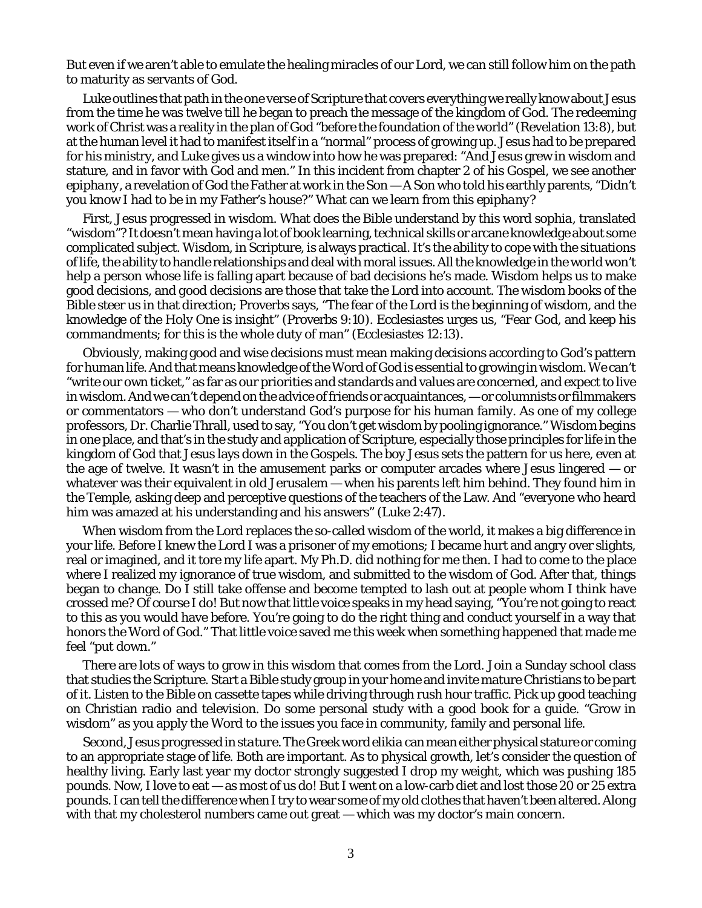But even if we aren't able to emulate the healing miracles of our Lord, we can still follow him on the path to maturity as servants of God.

Luke outlines that path in the one verse of Scripture that covers everything we really know about Jesus from the time he was twelve till he began to preach the message of the kingdom of God. The redeeming work of Christ was a reality in the plan of God "before the foundation of the world" (Revelation 13:8), but at the human level it had to manifest itself in a "normal" process of growing up. Jesus had to be prepared for his ministry, and Luke gives us a window into how he was prepared: "And Jesus grew in wisdom and stature, and in favor with God and men." In this incident from chapter 2 of his Gospel, we see another *epiphany*, a revelation of God the Father at work in the Son — A Son who told his earthly parents, "Didn't you know I had to be in my Father's house?" What can we learn from this *epiphany*?

First, Jesus progressed in wisdom. What does the Bible understand by this word *sophia*, translated "wisdom"? It doesn't mean having a lot of book learning, technical skills or arcane knowledge about some complicated subject. Wisdom, in Scripture, is always practical. It's the ability to cope with the situations of life, the ability to handle relationships and deal with moral issues. All the knowledge in the world won't help a person whose life is falling apart because of bad decisions he's made. Wisdom helps us to make good decisions, and good decisions are those that take the Lord into account. The wisdom books of the Bible steer us in that direction; Proverbs says, "The fear of the Lord is the beginning of wisdom, and the knowledge of the Holy One is insight" (Proverbs 9:10). Ecclesiastes urges us, "Fear God, and keep his commandments; for this is the whole duty of man" (Ecclesiastes 12:13).

Obviously, making good and wise decisions must mean making decisions according to God's pattern for human life. And that means knowledge of the Word of God is essential to growing in wisdom. We can't "write our own ticket," as far as our priorities and standards and values are concerned, and expect to live in wisdom. And we can't depend on the advice of friends or acquaintances, — or columnists or filmmakers or commentators — who don't understand God's purpose for his human family. As one of my college professors, Dr. Charlie Thrall, used to say, "You don't get wisdom by pooling ignorance." Wisdom begins in one place, and that's in the study and application of Scripture, especially those principles for life in the kingdom of God that Jesus lays down in the Gospels. The boy Jesus sets the pattern for us here, even at the age of twelve. It wasn't in the amusement parks or computer arcades where Jesus lingered — or whatever was their equivalent in old Jerusalem — when his parents left him behind. They found him in the Temple, asking deep and perceptive questions of the teachers of the Law. And "everyone who heard him was amazed at his understanding and his answers" (Luke 2:47).

When wisdom from the Lord replaces the so-called wisdom of the world, it makes a big difference in your life. Before I knew the Lord I was a prisoner of my emotions; I became hurt and angry over slights, real or imagined, and it tore my life apart. My Ph.D. did nothing for me then. I had to come to the place where I realized my ignorance of true wisdom, and submitted to the wisdom of God. After that, things began to change. Do I still take offense and become tempted to lash out at people whom I think have crossed me? Of course I do! But now that little voice speaks in my head saying, "You're not going to react to this as you would have before. You're going to do the right thing and conduct yourself in a way that honors the Word of God." That little voice saved me this week when something happened that made me feel "put down."

There are lots of ways to grow in this wisdom that comes from the Lord. Join a Sunday school class that studies the Scripture. Start a Bible study group in your home and invite mature Christians to be part of it. Listen to the Bible on cassette tapes while driving through rush hour traffic. Pick up good teaching on Christian radio and television. Do some personal study with a good book for a guide. "Grow in wisdom" as you apply the Word to the issues you face in community, family and personal life.

Second, Jesus progressed in *stature*. The Greek word elikia can mean either physical stature or coming to an appropriate stage of life. Both are important. As to physical growth, let's consider the question of healthy living. Early last year my doctor strongly suggested I drop my weight, which was pushing 185 pounds. Now, I love to eat — as most of us do! But I went on a low-carb diet and lost those 20 or 25 extra pounds. I can tell the difference when I try to wear some of my old clothes that haven't been altered. Along with that my cholesterol numbers came out great — which was my doctor's main concern.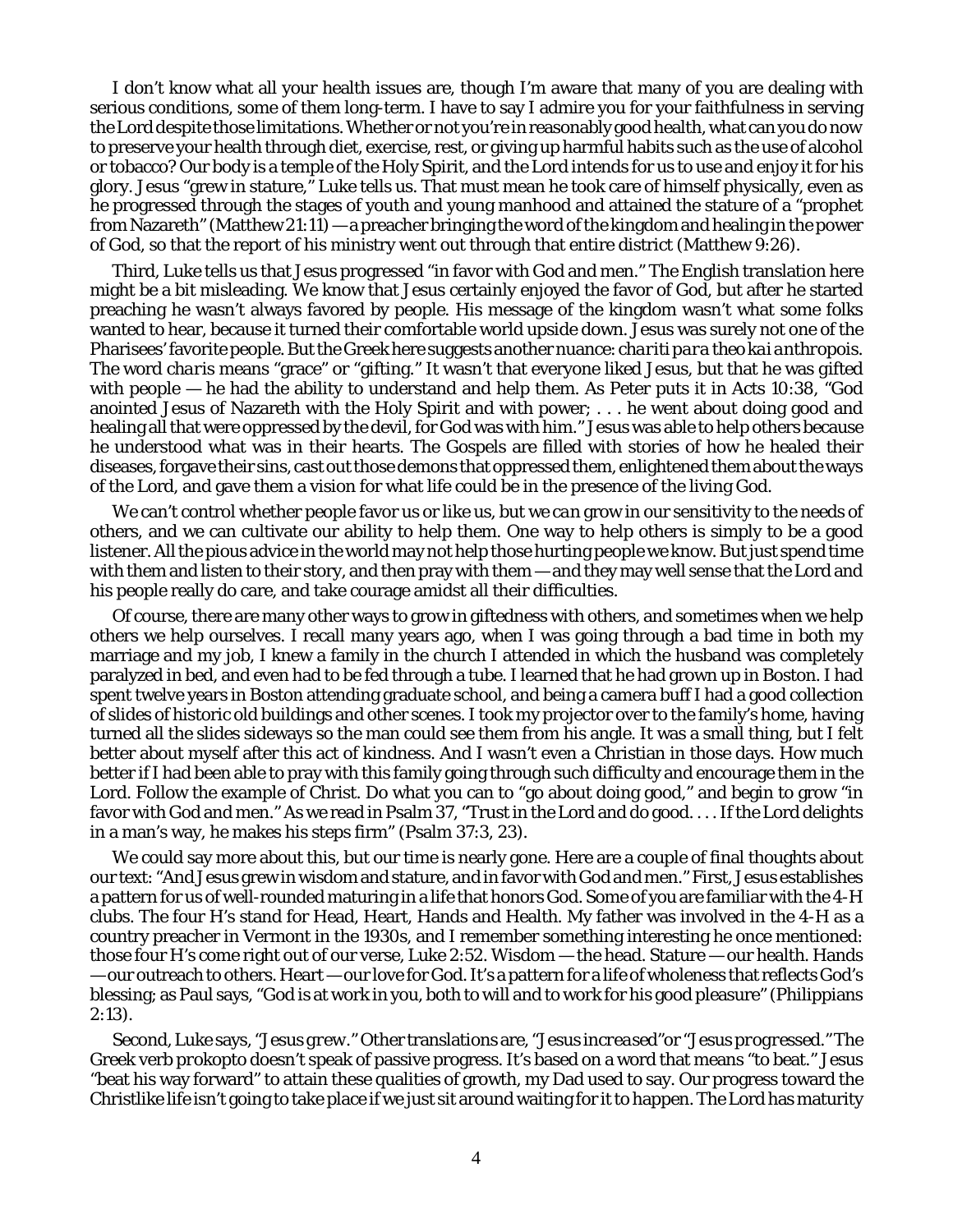I don't know what all your health issues are, though I'm aware that many of you are dealing with serious conditions, some of them long-term. I have to say I admire you for your faithfulness in serving the Lord despite those limitations. Whether or not you're in reasonably good health, what can you do now to preserve your health through diet, exercise, rest, or giving up harmful habits such as the use of alcohol or tobacco? Our body is a temple of the Holy Spirit, and the Lord intends for us to use and enjoy it for his glory. Jesus "grew in stature," Luke tells us. That must mean he took care of himself physically, even as he progressed through the stages of youth and young manhood and attained the stature of a "prophet from Nazareth" (Matthew 21:11) — a preacher bringing the word of the kingdom and healing in the power of God, so that the report of his ministry went out through that entire district (Matthew 9:26).

Third, Luke tells us that Jesus progressed "in favor with God and men." The English translation here might be a bit misleading. We know that Jesus certainly enjoyed the favor of God, but after he started preaching he wasn't always favored by people. His message of the kingdom wasn't what some folks wanted to hear, because it turned their comfortable world upside down. Jesus was surely not one of the Pharisees' favorite people. But the Greek here suggests another nuance: *chariti para theo kai anthropois*. The word *charis* means "grace" or "gifting." It wasn't that everyone liked Jesus, but that he was gifted with people — he had the ability to understand and help them. As Peter puts it in Acts 10:38, "God anointed Jesus of Nazareth with the Holy Spirit and with power; . . . he went about doing good and healing all that were oppressed by the devil, for God was with him." Jesus was able to help others because he understood what was in their hearts. The Gospels are filled with stories of how he healed their diseases, forgave their sins, cast out those demons that oppressed them, enlightened them about the ways of the Lord, and gave them a vision for what life could be in the presence of the living God.

We can't control whether people favor us or like us, but we *can* grow in our sensitivity to the needs of others, and we can cultivate our ability to help them. One way to help others is simply to be a good listener. All the pious advice in the world may not help those hurting people we know. But just spend time with them and listen to their story, and then pray with them — and they may well sense that the Lord and his people really do care, and take courage amidst all their difficulties.

Of course, there are many other ways to grow in giftedness with others, and sometimes when we help others we help ourselves. I recall many years ago, when I was going through a bad time in both my marriage and my job, I knew a family in the church I attended in which the husband was completely paralyzed in bed, and even had to be fed through a tube. I learned that he had grown up in Boston. I had spent twelve years in Boston attending graduate school, and being a camera buff I had a good collection of slides of historic old buildings and other scenes. I took my projector over to the family's home, having turned all the slides sideways so the man could see them from his angle. It was a small thing, but I felt better about myself after this act of kindness. And I wasn't even a Christian in those days. How much better if I had been able to pray with this family going through such difficulty and encourage them in the Lord. Follow the example of Christ. Do what you can to "go about doing good," and begin to grow "in favor with God and men." As we read in Psalm 37, "Trust in the Lord and do good. . . . If the Lord delights in a man's way, he makes his steps firm" (Psalm 37:3, 23).

We could say more about this, but our time is nearly gone. Here are a couple of final thoughts about our text: "And Jesus grew in wisdom and stature, and in favor with God and men." First, Jesus establishes a pattern for us of well-rounded maturing in a life that honors God. Some of you are familiar with the 4-H clubs. The four H's stand for Head, Heart, Hands and Health. My father was involved in the 4-H as a country preacher in Vermont in the 1930s, and I remember something interesting he once mentioned: those four H's come right out of our verse, Luke 2:52. Wisdom — the head. Stature — our health. Hands — our outreach to others. Heart — our love for God. It's a pattern for a life of wholeness that reflects God's blessing; as Paul says, "God is at work in you, both to will and to work for his good pleasure" (Philippians 2:13).

Second, Luke says, "Jesus *grew*." Other translations are, "Jesus *increased*" or "Jesus *progressed*." The Greek verb *prokopto* doesn't speak of passive progress. It's based on a word that means "to beat." Jesus "beat his way forward" to attain these qualities of growth, my Dad used to say. Our progress toward the Christlike life isn't going to take place if we just sit around waiting for it to happen. The Lord has maturity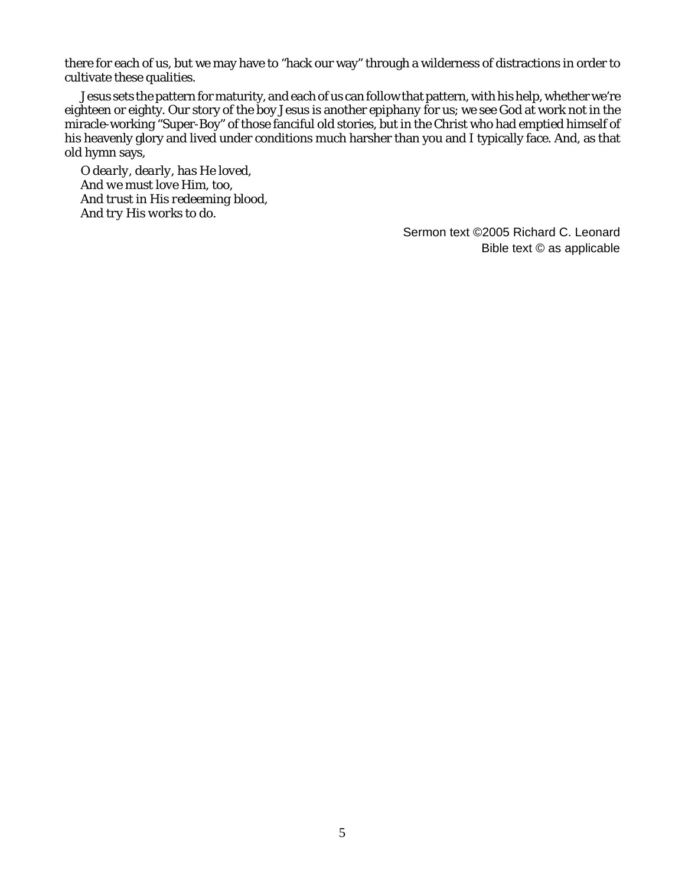there for each of us, but we may have to "hack our way" through a wilderness of distractions in order to cultivate these qualities.

Jesus sets the pattern for maturity, and each of us can follow that pattern, with his help, whether we're eighteen or eighty. Our story of the boy Jesus is another *epiphany* for us; we see God at work not in the miracle-working "Super-Boy" of those fanciful old stories, but in the Christ who had emptied himself of his heavenly glory and lived under conditions much harsher than you and I typically face. And, as that old hymn says,

*O dearly, dearly, has He loved,*
*And we must love Him, too,*
*And trust in His redeeming blood,*
*And try His works to do.*

Sermon text ©2005 Richard C. Leonard
Bible text © as applicable